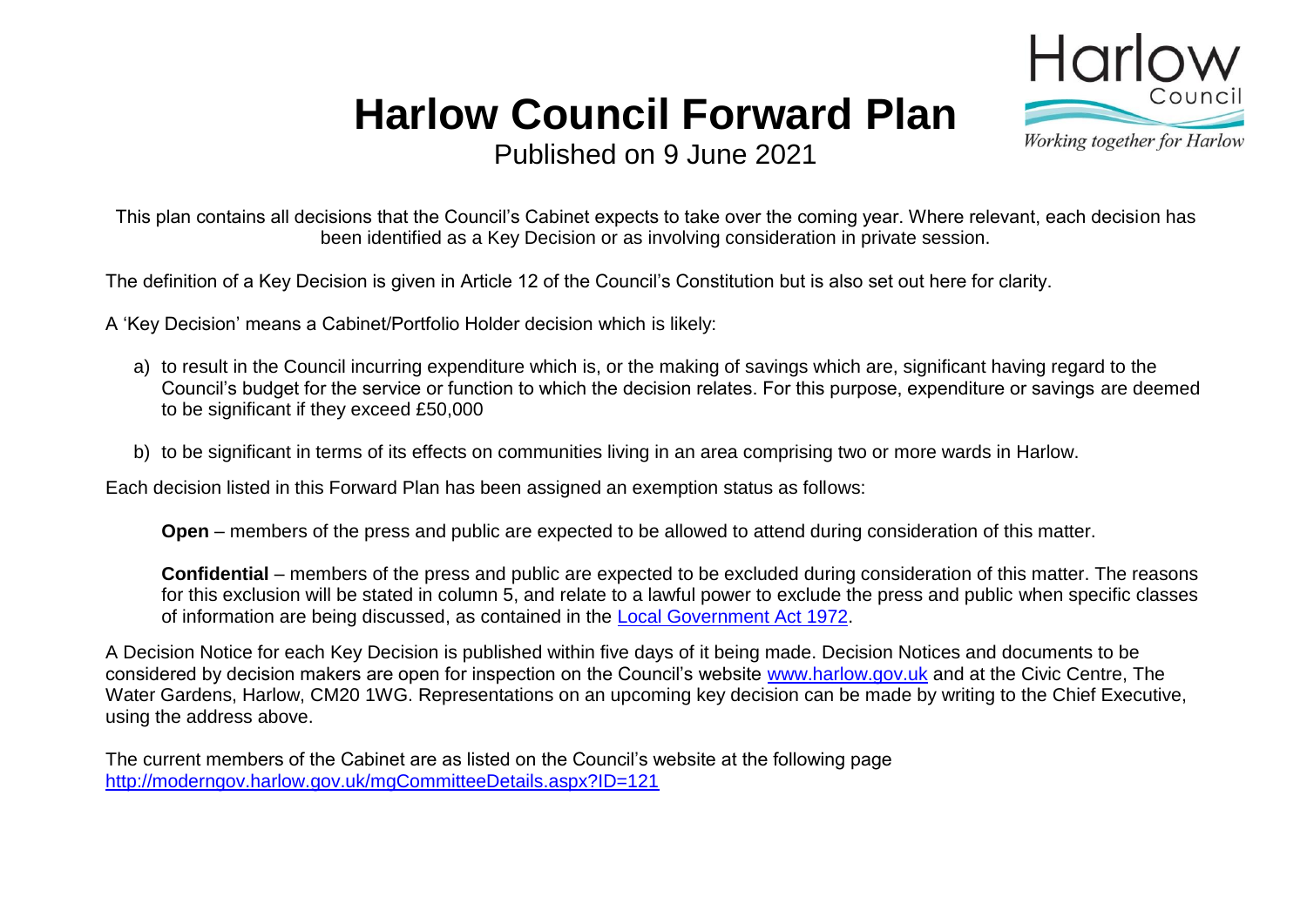# Harlow Council Forward Plan

Published on 9 June 2021

This plan contains all decisions that the Council's Cabinet expects to take over the coming year. Where relevant, each decision has been identified as a Key Decision or as involving consideration in private session.

The definition of a Key Decision is given in Article 12 of the Council's Constitution but is also set out here for clarity.

A 'Key Decision' means a Cabinet/Portfolio Holder decision which is likely:

a) to result in the Council incurring expenditure which is, or the making of savings which are, significant having regard to the Council's budget for the service or function to which the decision relates. For this purpose, expenditure or savings are deemed to be significant if they exceed £50,000

b) to be significant in terms of its effects on communities living in an area comprising two or more wards in Harlow.

Each decision listed in this Forward Plan has been assigned an exemption status as follows:

**Open** – members of the press and public are expected to be allowed to attend during consideration of this matter.

**Confidential** – members of the press and public are expected to be excluded during consideration of this matter. The reasons for this exclusion will be stated in column 5, and relate to a lawful power to exclude the press and public when specific classes of information are being discussed, as contained in the [Local Government Act 1972](#).

A Decision Notice for each Key Decision is published within five days of it being made. Decision Notices and documents to be considered by decision makers are open for inspection on the Council's website [www.harlow.gov.uk](http://www.harlow.gov.uk) and at the Civic Centre, The Water Gardens, Harlow, CM20 1WG. Representations on an upcoming key decision can be made by writing to the Chief Executive, using the address above.

The current members of the Cabinet are as listed on the Council's website at the following page
[http://moderngov.harlow.gov.uk/mgCommitteeDetails.aspx?ID=121](http://moderngov.harlow.gov.uk/mgCommitteeDetails.aspx?ID=121)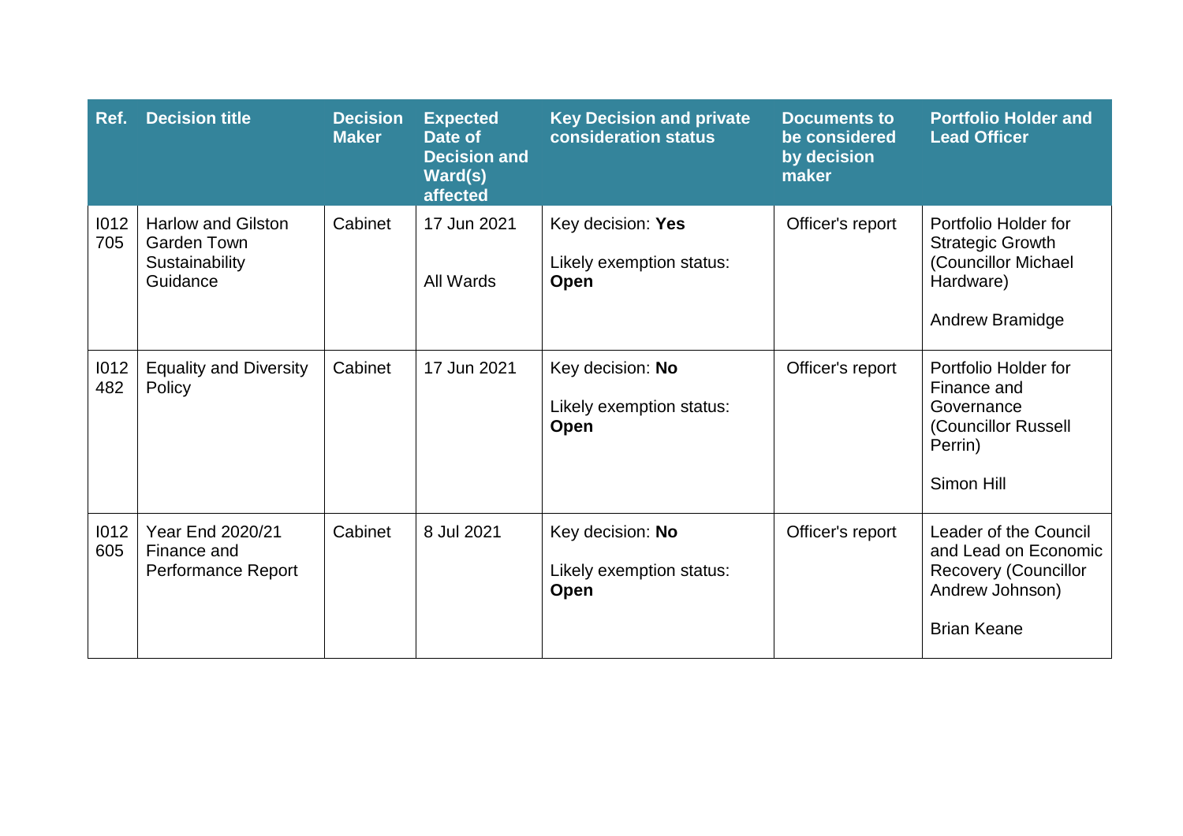| Ref. | Decision title | Decision Maker | Expected Date of Decision and Ward(s) affected | Key Decision and private consideration status | Documents to be considered by decision maker | Portfolio Holder and Lead Officer |
|---|---|---|---|---|---|---|
| I012705 | Harlow and Gilston Garden Town Sustainability Guidance | Cabinet | 17 Jun 2021<br><br>All Wards | Key decision: **Yes**<br><br>Likely exemption status: **Open** | Officer's report | Portfolio Holder for Strategic Growth (Councillor Michael Hardware)<br><br>Andrew Bramidge |
| I012482 | Equality and Diversity Policy | Cabinet | 17 Jun 2021 | Key decision: **No**<br><br>Likely exemption status: **Open** | Officer's report | Portfolio Holder for Finance and Governance (Councillor Russell Perrin)<br><br>Simon Hill |
| I012605 | Year End 2020/21 Finance and Performance Report | Cabinet | 8 Jul 2021 | Key decision: **No**<br><br>Likely exemption status: **Open** | Officer's report | Leader of the Council and Lead on Economic Recovery (Councillor Andrew Johnson)<br><br>Brian Keane |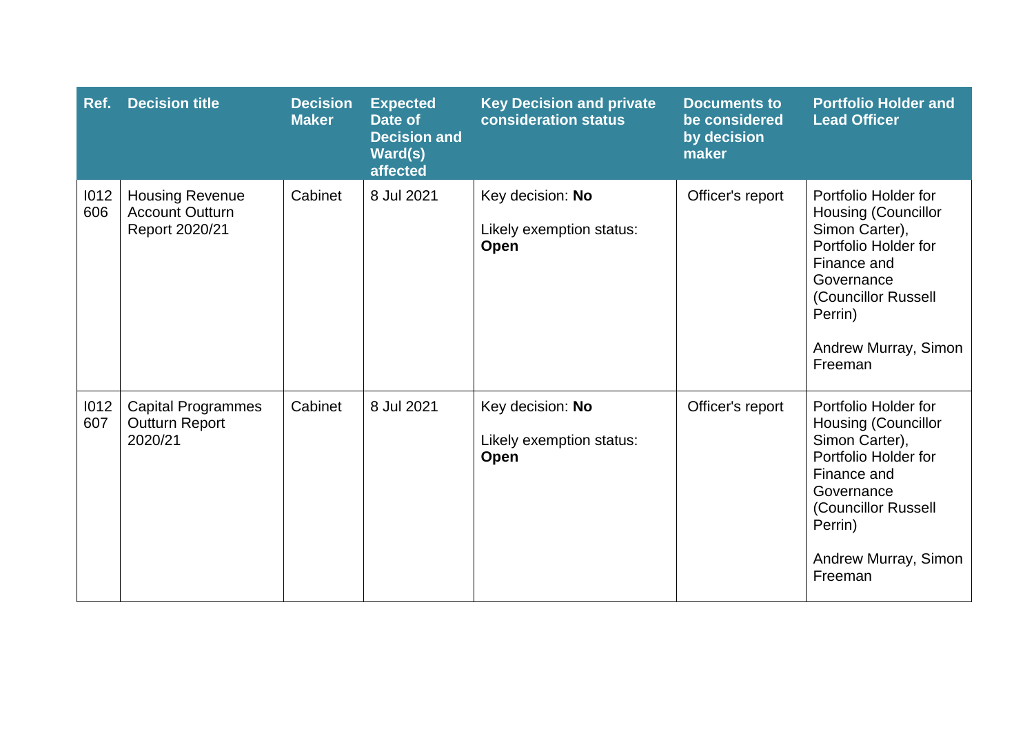| Ref. | Decision title | Decision Maker | Expected Date of Decision and Ward(s) affected | Key Decision and private consideration status | Documents to be considered by decision maker | Portfolio Holder and Lead Officer |
|---|---|---|---|---|---|---|
| I012606 | Housing Revenue Account Outturn Report 2020/21 | Cabinet | 8 Jul 2021 | Key decision: **No**<br><br>Likely exemption status: **Open** | Officer's report | Portfolio Holder for Housing (Councillor Simon Carter), Portfolio Holder for Finance and Governance (Councillor Russell Perrin)<br><br>Andrew Murray, Simon Freeman |
| I012607 | Capital Programmes Outturn Report 2020/21 | Cabinet | 8 Jul 2021 | Key decision: **No**<br><br>Likely exemption status: **Open** | Officer's report | Portfolio Holder for Housing (Councillor Simon Carter), Portfolio Holder for Finance and Governance (Councillor Russell Perrin)<br><br>Andrew Murray, Simon Freeman |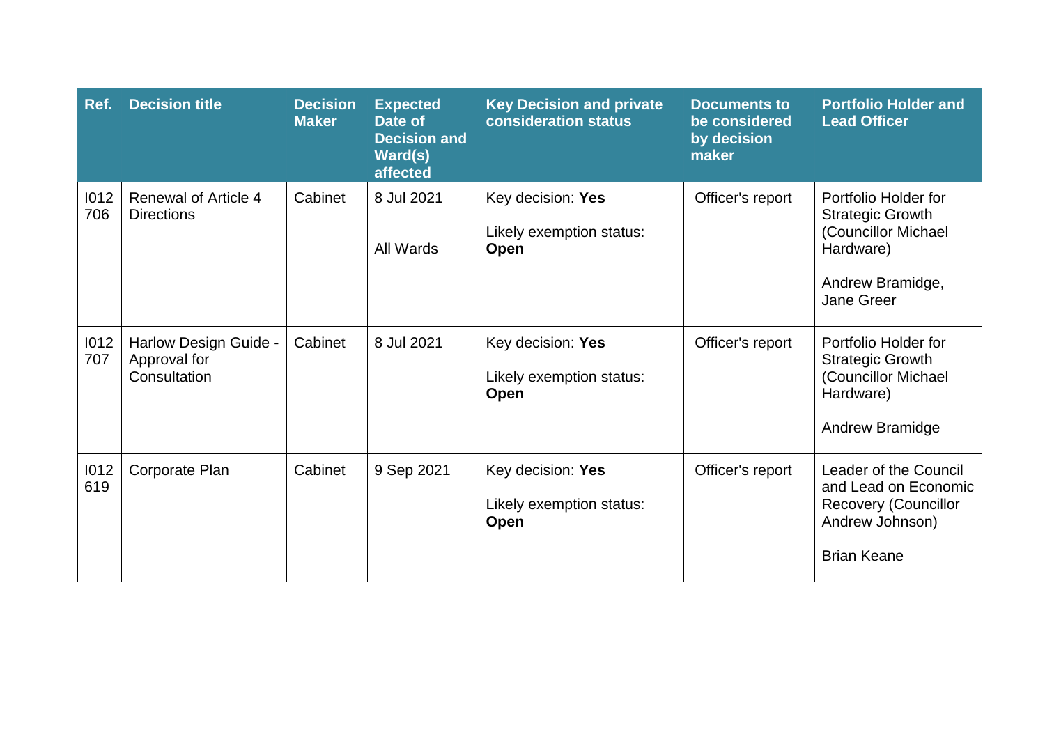| Ref. | Decision title | Decision Maker | Expected Date of Decision and Ward(s) affected | Key Decision and private consideration status | Documents to be considered by decision maker | Portfolio Holder and Lead Officer |
|---|---|---|---|---|---|---|
| I012 706 | Renewal of Article 4 Directions | Cabinet | 8 Jul 2021<br><br>All Wards | Key decision: **Yes**<br><br>Likely exemption status: **Open** | Officer's report | Portfolio Holder for Strategic Growth (Councillor Michael Hardware)<br><br>Andrew Bramidge, Jane Greer |
| I012 707 | Harlow Design Guide - Approval for Consultation | Cabinet | 8 Jul 2021 | Key decision: **Yes**<br><br>Likely exemption status: **Open** | Officer's report | Portfolio Holder for Strategic Growth (Councillor Michael Hardware)<br><br>Andrew Bramidge |
| I012 619 | Corporate Plan | Cabinet | 9 Sep 2021 | Key decision: **Yes**<br><br>Likely exemption status: **Open** | Officer's report | Leader of the Council and Lead on Economic Recovery (Councillor Andrew Johnson)<br><br>Brian Keane |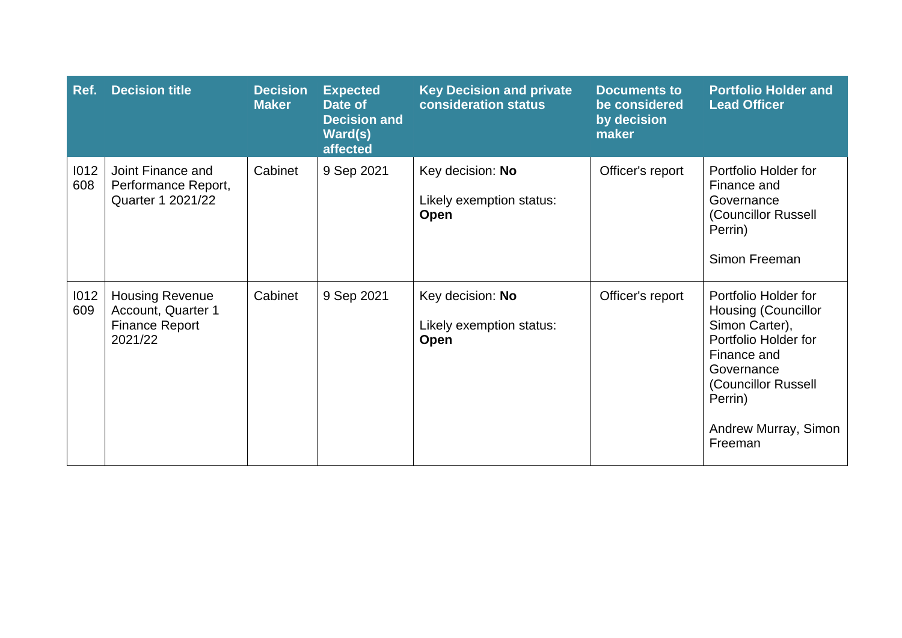| Ref. | Decision title | Decision Maker | Expected Date of Decision and Ward(s) affected | Key Decision and private consideration status | Documents to be considered by decision maker | Portfolio Holder and Lead Officer |
|---|---|---|---|---|---|---|
| I012608 | Joint Finance and Performance Report, Quarter 1 2021/22 | Cabinet | 9 Sep 2021 | Key decision: **No**<br><br>Likely exemption status: **Open** | Officer's report | Portfolio Holder for Finance and Governance (Councillor Russell Perrin)<br><br>Simon Freeman |
| I012609 | Housing Revenue Account, Quarter 1 Finance Report 2021/22 | Cabinet | 9 Sep 2021 | Key decision: **No**<br><br>Likely exemption status: **Open** | Officer's report | Portfolio Holder for Housing (Councillor Simon Carter), Portfolio Holder for Finance and Governance (Councillor Russell Perrin)<br><br>Andrew Murray, Simon Freeman |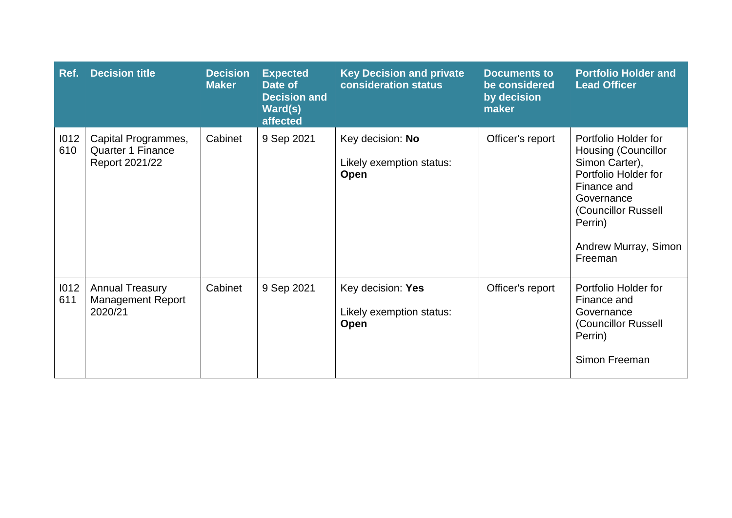| Ref. | Decision title | Decision Maker | Expected Date of Decision and Ward(s) affected | Key Decision and private consideration status | Documents to be considered by decision maker | Portfolio Holder and Lead Officer |
|---|---|---|---|---|---|---|
| I012610 | Capital Programmes, Quarter 1 Finance Report 2021/22 | Cabinet | 9 Sep 2021 | Key decision: **No**<br><br>Likely exemption status: **Open** | Officer's report | Portfolio Holder for Housing (Councillor Simon Carter), Portfolio Holder for Finance and Governance (Councillor Russell Perrin)<br><br>Andrew Murray, Simon Freeman |
| I012611 | Annual Treasury Management Report 2020/21 | Cabinet | 9 Sep 2021 | Key decision: **Yes**<br><br>Likely exemption status: **Open** | Officer's report | Portfolio Holder for Finance and Governance (Councillor Russell Perrin)<br><br>Simon Freeman |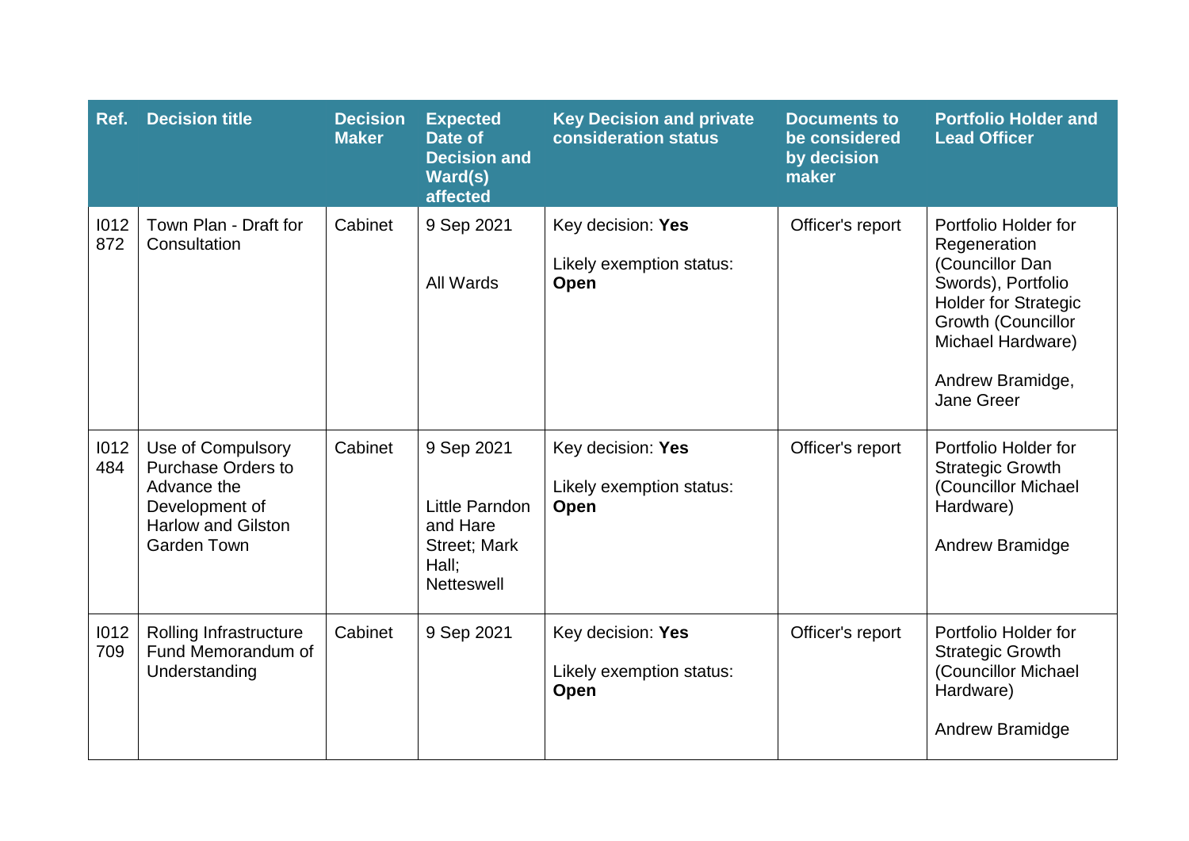| Ref. | Decision title | Decision Maker | Expected Date of Decision and Ward(s) affected | Key Decision and private consideration status | Documents to be considered by decision maker | Portfolio Holder and Lead Officer |
|---|---|---|---|---|---|---|
| I012872 | Town Plan - Draft for Consultation | Cabinet | 9 Sep 2021<br><br>All Wards | Key decision: **Yes**<br><br>Likely exemption status: **Open** | Officer's report | Portfolio Holder for Regeneration (Councillor Dan Swords), Portfolio Holder for Strategic Growth (Councillor Michael Hardware)<br><br>Andrew Bramidge, Jane Greer |
| I012484 | Use of Compulsory Purchase Orders to Advance the Development of Harlow and Gilston Garden Town | Cabinet | 9 Sep 2021<br><br>Little Parndon and Hare Street; Mark Hall; Netteswell | Key decision: **Yes**<br><br>Likely exemption status: **Open** | Officer's report | Portfolio Holder for Strategic Growth (Councillor Michael Hardware)<br><br>Andrew Bramidge |
| I012709 | Rolling Infrastructure Fund Memorandum of Understanding | Cabinet | 9 Sep 2021 | Key decision: **Yes**<br><br>Likely exemption status: **Open** | Officer's report | Portfolio Holder for Strategic Growth (Councillor Michael Hardware)<br><br>Andrew Bramidge |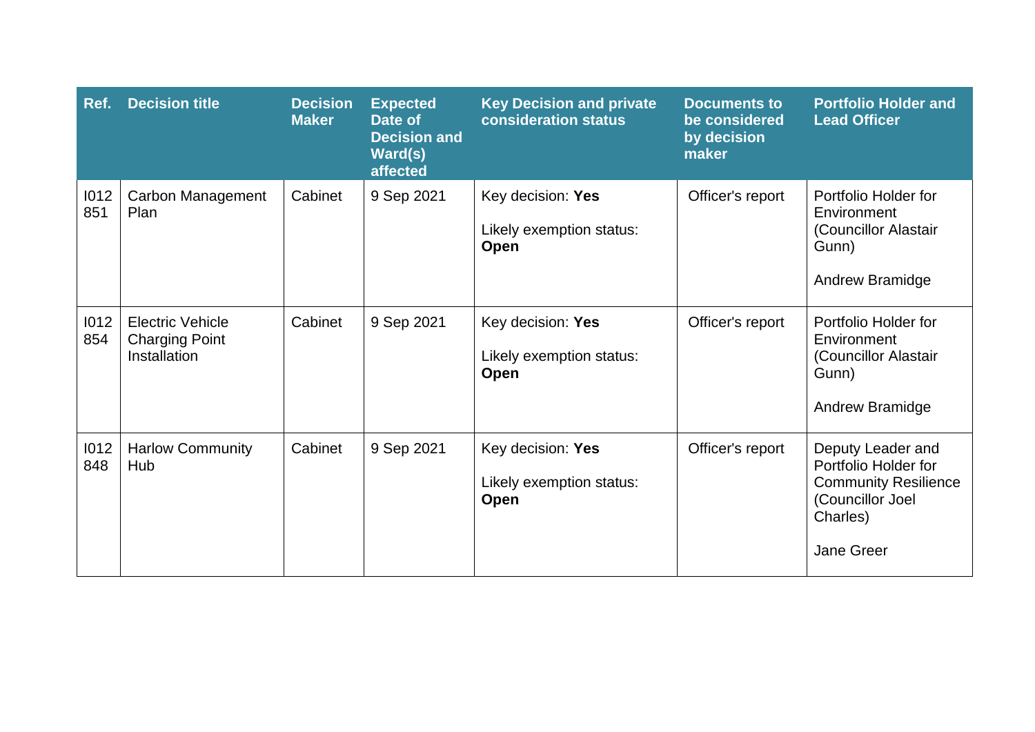| Ref. | Decision title | Decision Maker | Expected Date of Decision and Ward(s) affected | Key Decision and private consideration status | Documents to be considered by decision maker | Portfolio Holder and Lead Officer |
|---|---|---|---|---|---|---|
| I012851 | Carbon Management Plan | Cabinet | 9 Sep 2021 | Key decision: **Yes**<br><br>Likely exemption status: **Open** | Officer's report | Portfolio Holder for Environment (Councillor Alastair Gunn)<br><br>Andrew Bramidge |
| I012854 | Electric Vehicle Charging Point Installation | Cabinet | 9 Sep 2021 | Key decision: **Yes**<br><br>Likely exemption status: **Open** | Officer's report | Portfolio Holder for Environment (Councillor Alastair Gunn)<br><br>Andrew Bramidge |
| I012848 | Harlow Community Hub | Cabinet | 9 Sep 2021 | Key decision: **Yes**<br><br>Likely exemption status: **Open** | Officer's report | Deputy Leader and Portfolio Holder for Community Resilience (Councillor Joel Charles)<br><br>Jane Greer |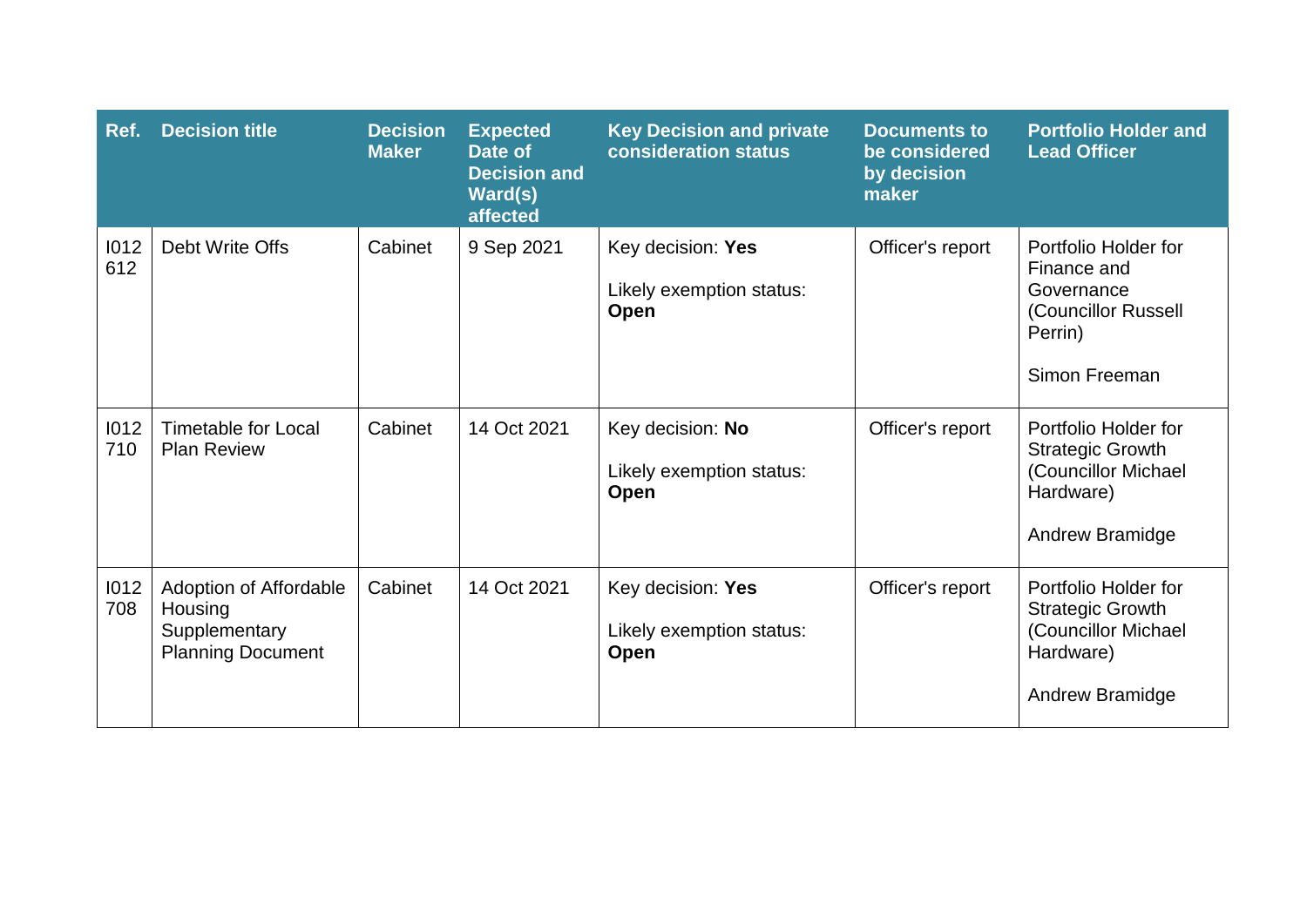| Ref. | Decision title | Decision Maker | Expected Date of Decision and Ward(s) affected | Key Decision and private consideration status | Documents to be considered by decision maker | Portfolio Holder and Lead Officer |
|---|---|---|---|---|---|---|
| I012612 | Debt Write Offs | Cabinet | 9 Sep 2021 | Key decision: **Yes**<br><br>Likely exemption status: **Open** | Officer's report | Portfolio Holder for Finance and Governance (Councillor Russell Perrin)<br><br>Simon Freeman |
| I012710 | Timetable for Local Plan Review | Cabinet | 14 Oct 2021 | Key decision: **No**<br><br>Likely exemption status: **Open** | Officer's report | Portfolio Holder for Strategic Growth (Councillor Michael Hardware)<br><br>Andrew Bramidge |
| I012708 | Adoption of Affordable Housing Supplementary Planning Document | Cabinet | 14 Oct 2021 | Key decision: **Yes**<br><br>Likely exemption status: **Open** | Officer's report | Portfolio Holder for Strategic Growth (Councillor Michael Hardware)<br><br>Andrew Bramidge |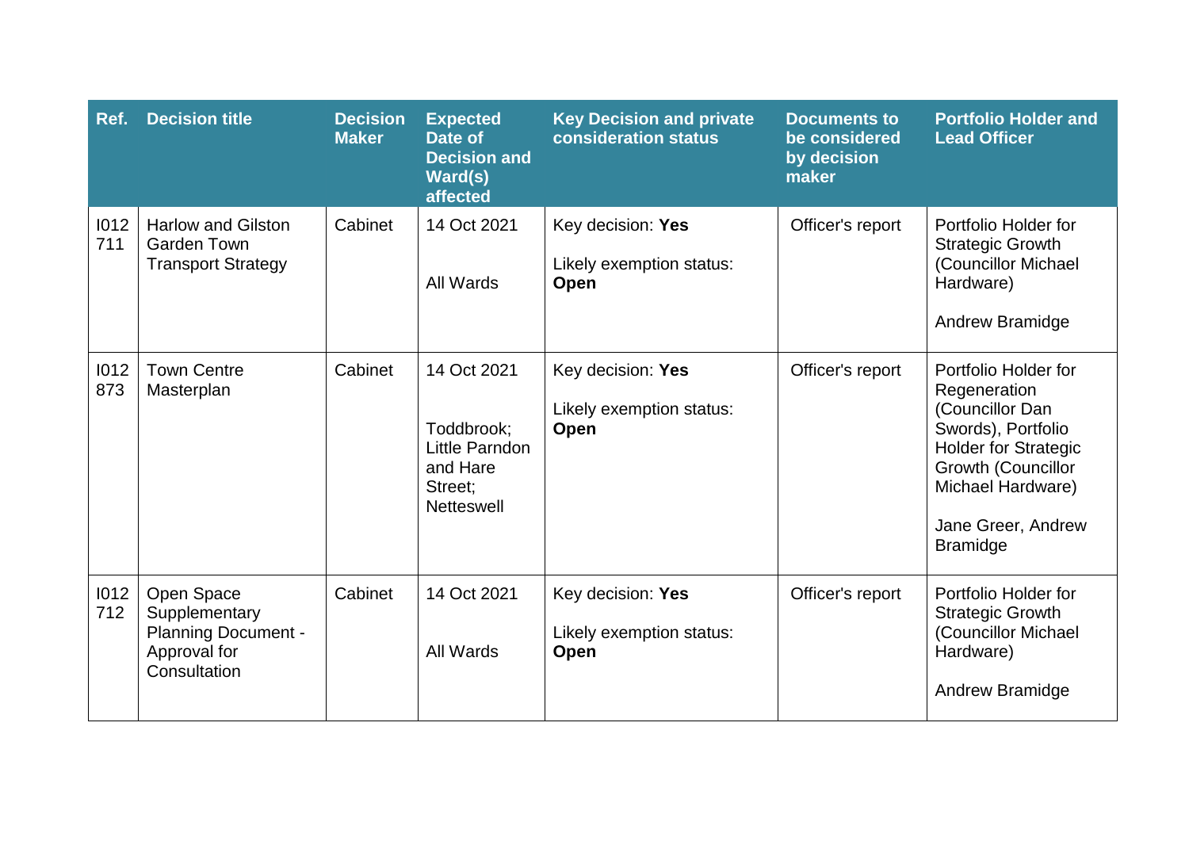| Ref. | Decision title | Decision Maker | Expected Date of Decision and Ward(s) affected | Key Decision and private consideration status | Documents to be considered by decision maker | Portfolio Holder and Lead Officer |
|---|---|---|---|---|---|---|
| I012711 | Harlow and Gilston Garden Town Transport Strategy | Cabinet | 14 Oct 2021<br><br>All Wards | Key decision: **Yes**<br><br>Likely exemption status: **Open** | Officer's report | Portfolio Holder for Strategic Growth (Councillor Michael Hardware)<br><br>Andrew Bramidge |
| I012873 | Town Centre Masterplan | Cabinet | 14 Oct 2021<br><br>Toddbrook; Little Parndon and Hare Street; Netteswell | Key decision: **Yes**<br><br>Likely exemption status: **Open** | Officer's report | Portfolio Holder for Regeneration (Councillor Dan Swords), Portfolio Holder for Strategic Growth (Councillor Michael Hardware)<br><br>Jane Greer, Andrew Bramidge |
| I012712 | Open Space Supplementary Planning Document - Approval for Consultation | Cabinet | 14 Oct 2021<br><br>All Wards | Key decision: **Yes**<br><br>Likely exemption status: **Open** | Officer's report | Portfolio Holder for Strategic Growth (Councillor Michael Hardware)<br><br>Andrew Bramidge |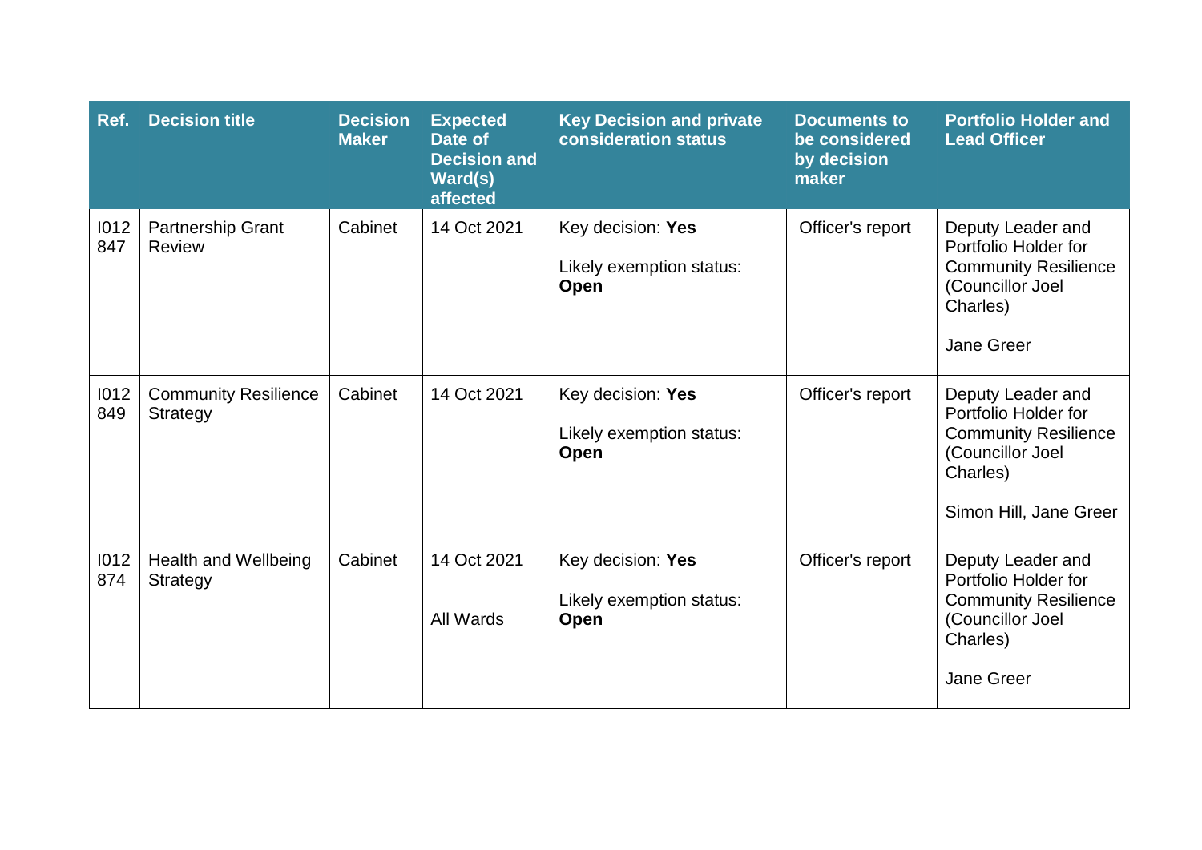| Ref. | Decision title | Decision Maker | Expected Date of Decision and Ward(s) affected | Key Decision and private consideration status | Documents to be considered by decision maker | Portfolio Holder and Lead Officer |
|---|---|---|---|---|---|---|
| I012 847 | Partnership Grant Review | Cabinet | 14 Oct 2021 | Key decision: **Yes**<br><br>Likely exemption status: **Open** | Officer's report | Deputy Leader and Portfolio Holder for Community Resilience (Councillor Joel Charles)<br><br>Jane Greer |
| I012 849 | Community Resilience Strategy | Cabinet | 14 Oct 2021 | Key decision: **Yes**<br><br>Likely exemption status: **Open** | Officer's report | Deputy Leader and Portfolio Holder for Community Resilience (Councillor Joel Charles)<br><br>Simon Hill, Jane Greer |
| I012 874 | Health and Wellbeing Strategy | Cabinet | 14 Oct 2021<br><br>All Wards | Key decision: **Yes**<br><br>Likely exemption status: **Open** | Officer's report | Deputy Leader and Portfolio Holder for Community Resilience (Councillor Joel Charles)<br><br>Jane Greer |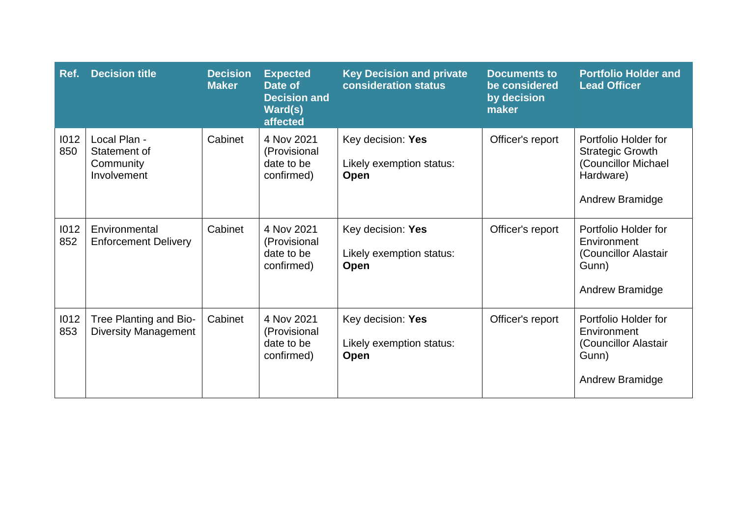| Ref. | Decision title | Decision Maker | Expected Date of Decision and Ward(s) affected | Key Decision and private consideration status | Documents to be considered by decision maker | Portfolio Holder and Lead Officer |
|---|---|---|---|---|---|---|
| I012850 | Local Plan - Statement of Community Involvement | Cabinet | 4 Nov 2021 (Provisional date to be confirmed) | Key decision: **Yes**<br><br>Likely exemption status: **Open** | Officer's report | Portfolio Holder for Strategic Growth (Councillor Michael Hardware)<br><br>Andrew Bramidge |
| I012852 | Environmental Enforcement Delivery | Cabinet | 4 Nov 2021 (Provisional date to be confirmed) | Key decision: **Yes**<br><br>Likely exemption status: **Open** | Officer's report | Portfolio Holder for Environment (Councillor Alastair Gunn)<br><br>Andrew Bramidge |
| I012853 | Tree Planting and Bio-Diversity Management | Cabinet | 4 Nov 2021 (Provisional date to be confirmed) | Key decision: **Yes**<br><br>Likely exemption status: **Open** | Officer's report | Portfolio Holder for Environment (Councillor Alastair Gunn)<br><br>Andrew Bramidge |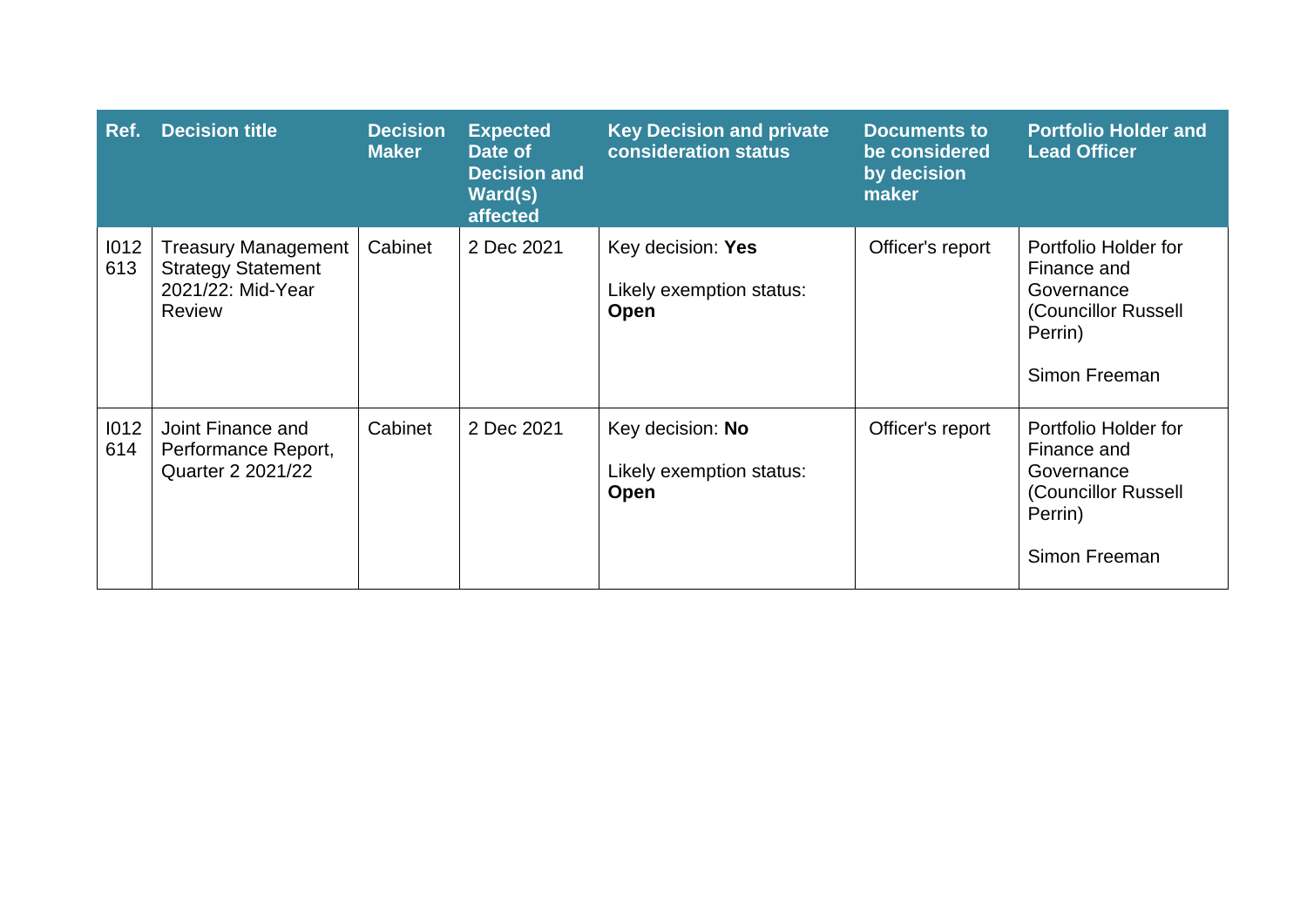| Ref. | Decision title | Decision Maker | Expected Date of Decision and Ward(s) affected | Key Decision and private consideration status | Documents to be considered by decision maker | Portfolio Holder and Lead Officer |
|---|---|---|---|---|---|---|
| I012613 | Treasury Management Strategy Statement 2021/22: Mid-Year Review | Cabinet | 2 Dec 2021 | Key decision: **Yes**<br><br>Likely exemption status: **Open** | Officer's report | Portfolio Holder for Finance and Governance (Councillor Russell Perrin)<br><br>Simon Freeman |
| I012614 | Joint Finance and Performance Report, Quarter 2 2021/22 | Cabinet | 2 Dec 2021 | Key decision: **No**<br><br>Likely exemption status: **Open** | Officer's report | Portfolio Holder for Finance and Governance (Councillor Russell Perrin)<br><br>Simon Freeman |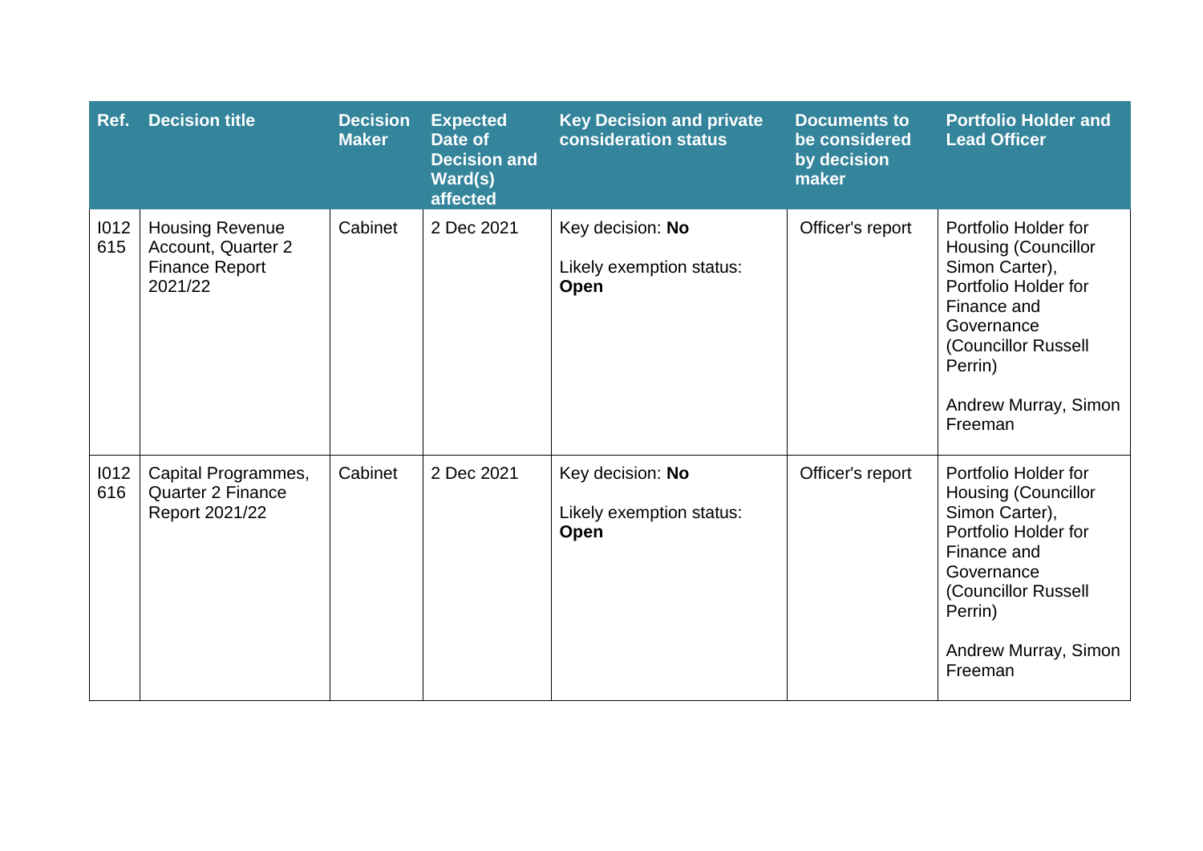| Ref. | Decision title | Decision Maker | Expected Date of Decision and Ward(s) affected | Key Decision and private consideration status | Documents to be considered by decision maker | Portfolio Holder and Lead Officer |
|---|---|---|---|---|---|---|
| I012615 | Housing Revenue Account, Quarter 2 Finance Report 2021/22 | Cabinet | 2 Dec 2021 | Key decision: **No**<br><br>Likely exemption status: **Open** | Officer's report | Portfolio Holder for Housing (Councillor Simon Carter), Portfolio Holder for Finance and Governance (Councillor Russell Perrin)<br><br>Andrew Murray, Simon Freeman |
| I012616 | Capital Programmes, Quarter 2 Finance Report 2021/22 | Cabinet | 2 Dec 2021 | Key decision: **No**<br><br>Likely exemption status: **Open** | Officer's report | Portfolio Holder for Housing (Councillor Simon Carter), Portfolio Holder for Finance and Governance (Councillor Russell Perrin)<br><br>Andrew Murray, Simon Freeman |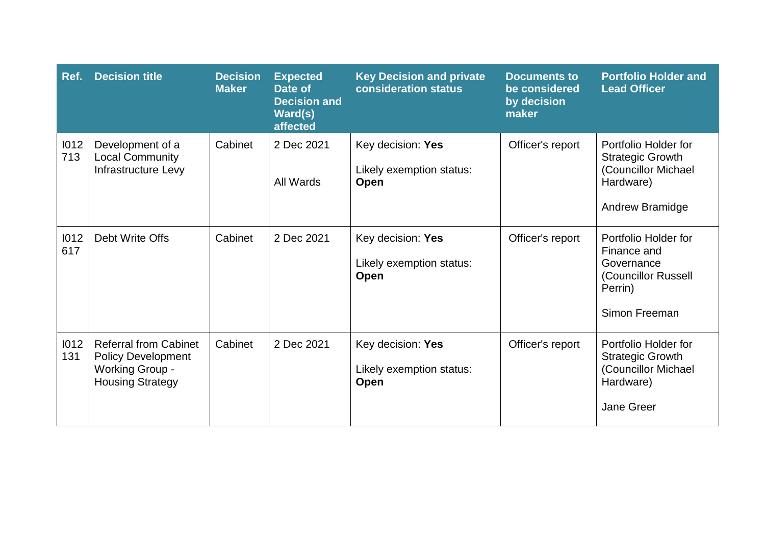| Ref. | Decision title | Decision Maker | Expected Date of Decision and Ward(s) affected | Key Decision and private consideration status | Documents to be considered by decision maker | Portfolio Holder and Lead Officer |
|---|---|---|---|---|---|---|
| I012713 | Development of a Local Community Infrastructure Levy | Cabinet | 2 Dec 2021<br><br>All Wards | Key decision: **Yes**<br><br>Likely exemption status: **Open** | Officer's report | Portfolio Holder for Strategic Growth (Councillor Michael Hardware)<br><br>Andrew Bramidge |
| I012617 | Debt Write Offs | Cabinet | 2 Dec 2021 | Key decision: **Yes**<br><br>Likely exemption status: **Open** | Officer's report | Portfolio Holder for Finance and Governance (Councillor Russell Perrin)<br><br>Simon Freeman |
| I012131 | Referral from Cabinet Policy Development Working Group - Housing Strategy | Cabinet | 2 Dec 2021 | Key decision: **Yes**<br><br>Likely exemption status: **Open** | Officer's report | Portfolio Holder for Strategic Growth (Councillor Michael Hardware)<br><br>Jane Greer |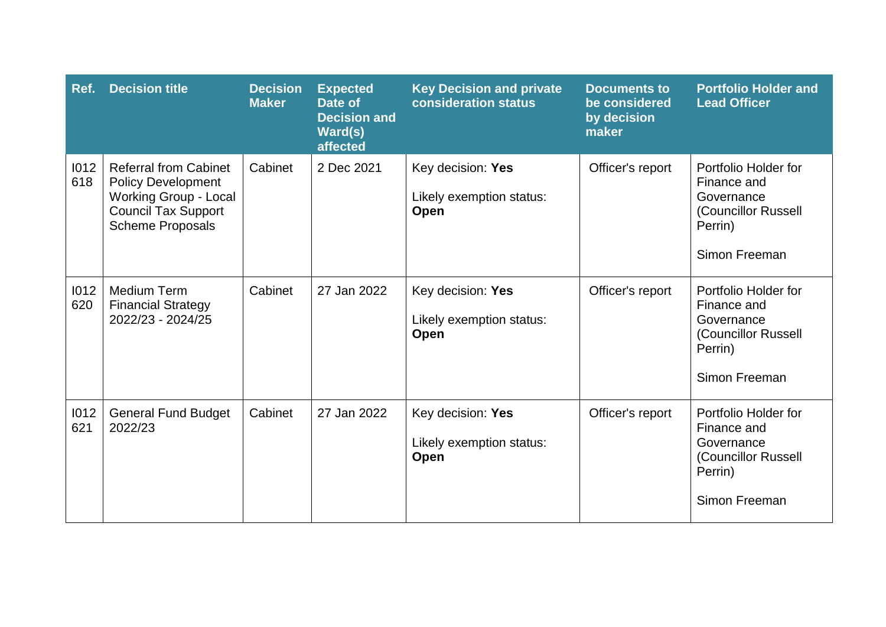| Ref. | Decision title | Decision Maker | Expected Date of Decision and Ward(s) affected | Key Decision and private consideration status | Documents to be considered by decision maker | Portfolio Holder and Lead Officer |
|---|---|---|---|---|---|---|
| I012618 | Referral from Cabinet Policy Development Working Group - Local Council Tax Support Scheme Proposals | Cabinet | 2 Dec 2021 | Key decision: **Yes**<br><br>Likely exemption status: **Open** | Officer's report | Portfolio Holder for Finance and Governance (Councillor Russell Perrin)<br><br>Simon Freeman |
| I012620 | Medium Term Financial Strategy 2022/23 - 2024/25 | Cabinet | 27 Jan 2022 | Key decision: **Yes**<br><br>Likely exemption status: **Open** | Officer's report | Portfolio Holder for Finance and Governance (Councillor Russell Perrin)<br><br>Simon Freeman |
| I012621 | General Fund Budget 2022/23 | Cabinet | 27 Jan 2022 | Key decision: **Yes**<br><br>Likely exemption status: **Open** | Officer's report | Portfolio Holder for Finance and Governance (Councillor Russell Perrin)<br><br>Simon Freeman |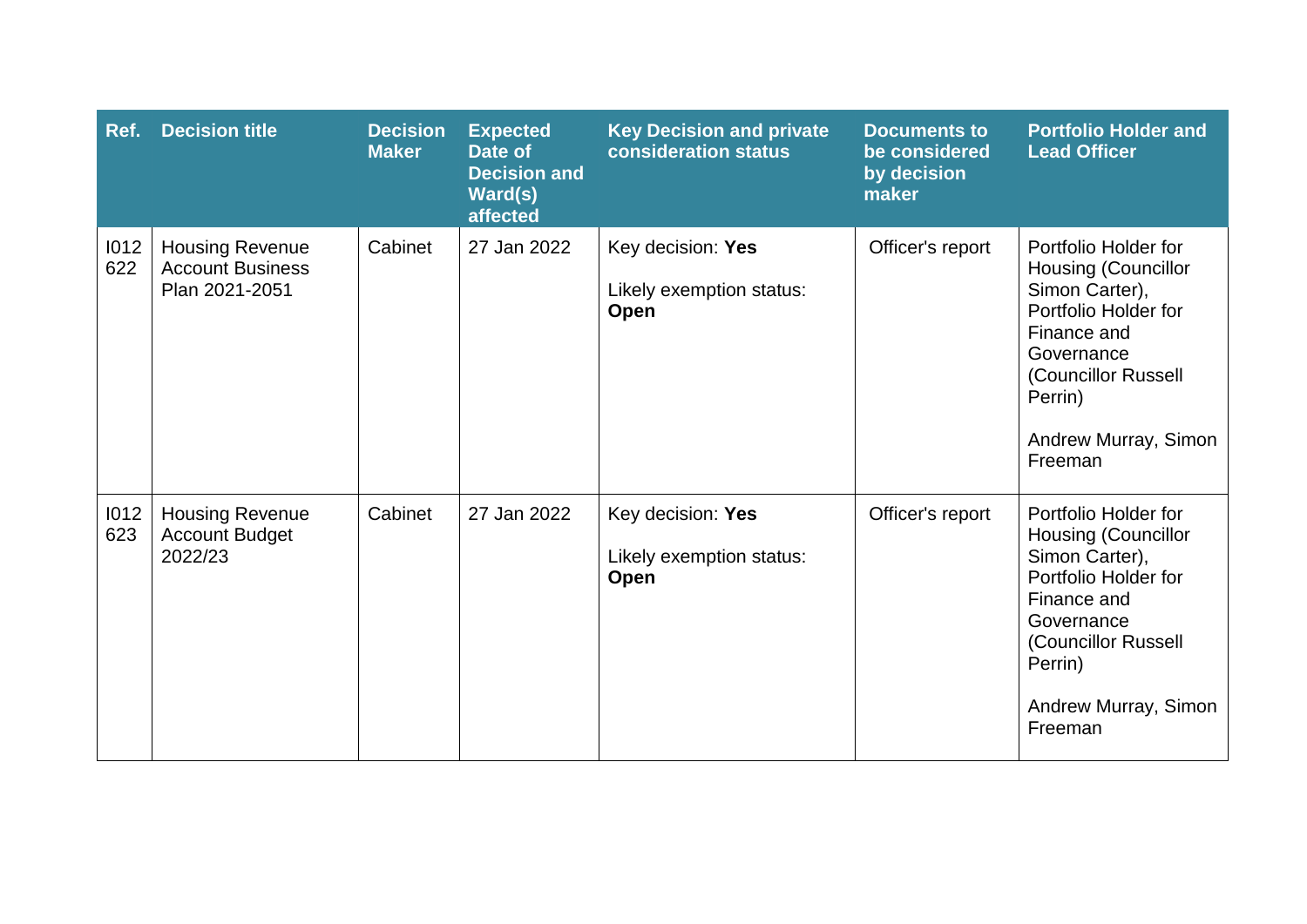| Ref. | Decision title | Decision Maker | Expected Date of Decision and Ward(s) affected | Key Decision and private consideration status | Documents to be considered by decision maker | Portfolio Holder and Lead Officer |
|---|---|---|---|---|---|---|
| I012622 | Housing Revenue Account Business Plan 2021-2051 | Cabinet | 27 Jan 2022 | Key decision: **Yes**<br><br>Likely exemption status: **Open** | Officer's report | Portfolio Holder for Housing (Councillor Simon Carter), Portfolio Holder for Finance and Governance (Councillor Russell Perrin)<br><br>Andrew Murray, Simon Freeman |
| I012623 | Housing Revenue Account Budget 2022/23 | Cabinet | 27 Jan 2022 | Key decision: **Yes**<br><br>Likely exemption status: **Open** | Officer's report | Portfolio Holder for Housing (Councillor Simon Carter), Portfolio Holder for Finance and Governance (Councillor Russell Perrin)<br><br>Andrew Murray, Simon Freeman |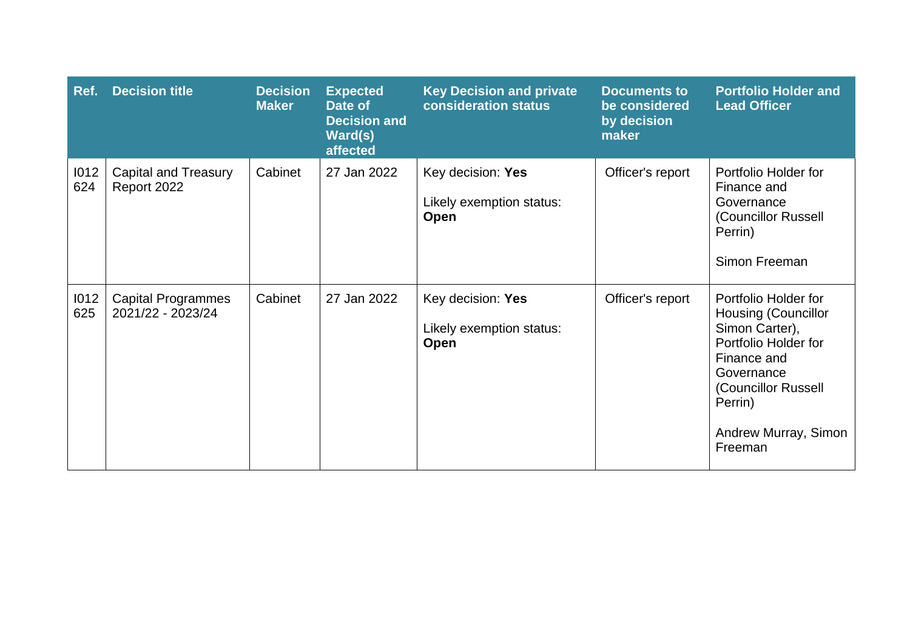| Ref. | Decision title | Decision Maker | Expected Date of Decision and Ward(s) affected | Key Decision and private consideration status | Documents to be considered by decision maker | Portfolio Holder and Lead Officer |
|---|---|---|---|---|---|---|
| I012624 | Capital and Treasury Report 2022 | Cabinet | 27 Jan 2022 | Key decision: **Yes**<br><br>Likely exemption status: **Open** | Officer's report | Portfolio Holder for Finance and Governance (Councillor Russell Perrin)<br><br>Simon Freeman |
| I012625 | Capital Programmes 2021/22 - 2023/24 | Cabinet | 27 Jan 2022 | Key decision: **Yes**<br><br>Likely exemption status: **Open** | Officer's report | Portfolio Holder for Housing (Councillor Simon Carter), Portfolio Holder for Finance and Governance (Councillor Russell Perrin)<br><br>Andrew Murray, Simon Freeman |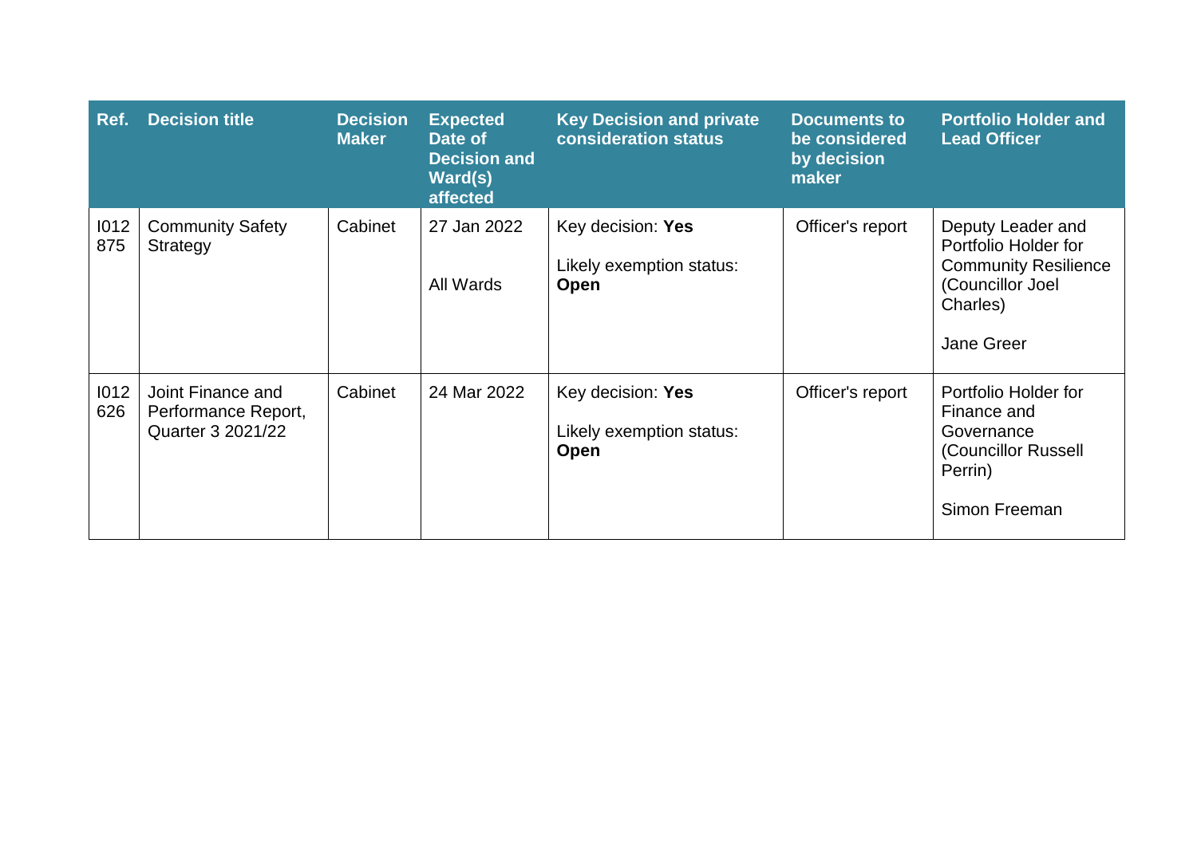| Ref. | Decision title | Decision Maker | Expected Date of Decision and Ward(s) affected | Key Decision and private consideration status | Documents to be considered by decision maker | Portfolio Holder and Lead Officer |
|---|---|---|---|---|---|---|
| I012 875 | Community Safety Strategy | Cabinet | 27 Jan 2022<br><br>All Wards | Key decision: **Yes**<br><br>Likely exemption status: **Open** | Officer's report | Deputy Leader and Portfolio Holder for Community Resilience (Councillor Joel Charles)<br><br>Jane Greer |
| I012 626 | Joint Finance and Performance Report, Quarter 3 2021/22 | Cabinet | 24 Mar 2022 | Key decision: **Yes**<br><br>Likely exemption status: **Open** | Officer's report | Portfolio Holder for Finance and Governance (Councillor Russell Perrin)<br><br>Simon Freeman |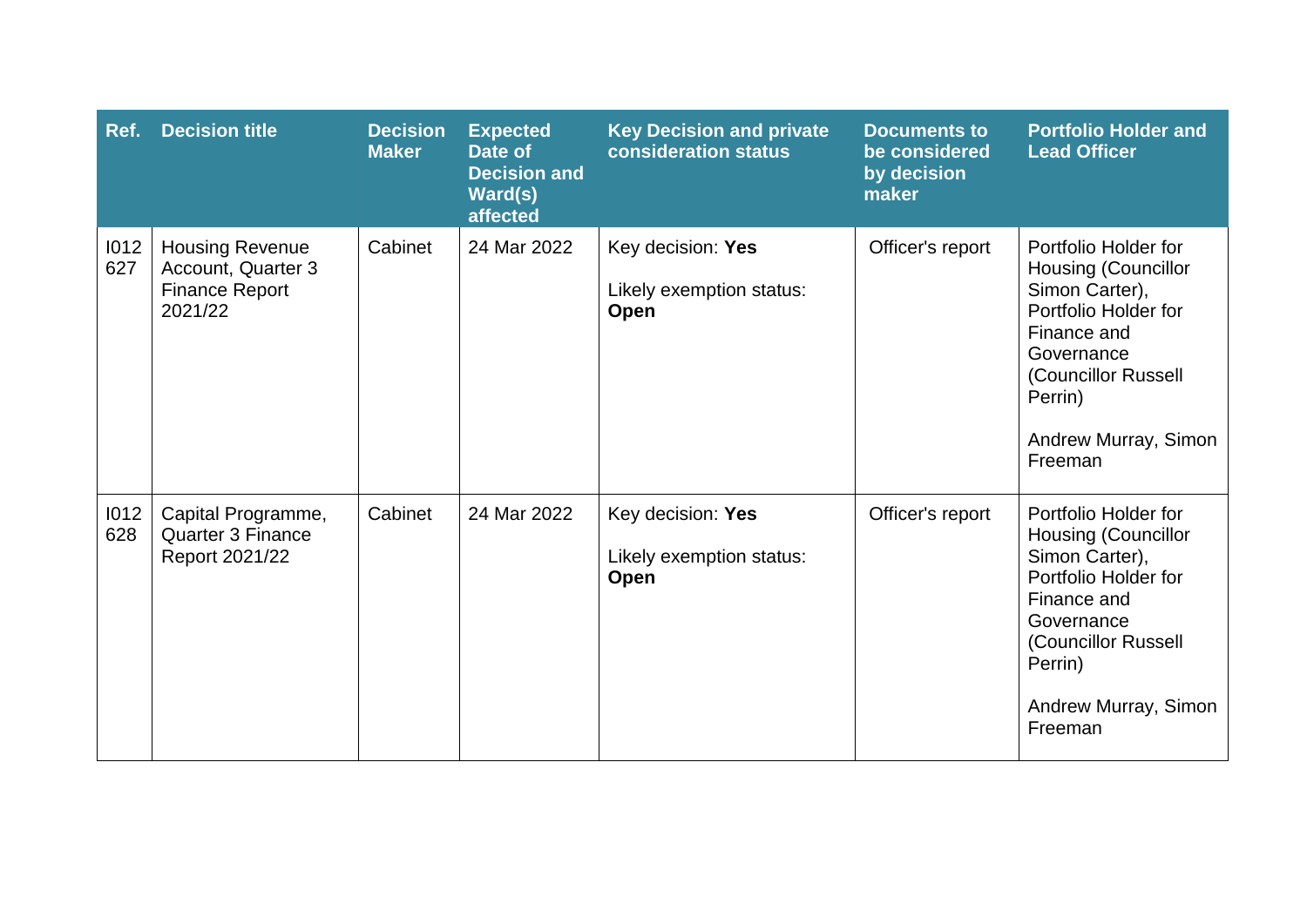| Ref. | Decision title | Decision Maker | Expected Date of Decision and Ward(s) affected | Key Decision and private consideration status | Documents to be considered by decision maker | Portfolio Holder and Lead Officer |
|---|---|---|---|---|---|---|
| I012627 | Housing Revenue Account, Quarter 3 Finance Report 2021/22 | Cabinet | 24 Mar 2022 | Key decision: **Yes**<br><br>Likely exemption status: **Open** | Officer's report | Portfolio Holder for Housing (Councillor Simon Carter), Portfolio Holder for Finance and Governance (Councillor Russell Perrin)<br><br>Andrew Murray, Simon Freeman |
| I012628 | Capital Programme, Quarter 3 Finance Report 2021/22 | Cabinet | 24 Mar 2022 | Key decision: **Yes**<br><br>Likely exemption status: **Open** | Officer's report | Portfolio Holder for Housing (Councillor Simon Carter), Portfolio Holder for Finance and Governance (Councillor Russell Perrin)<br><br>Andrew Murray, Simon Freeman |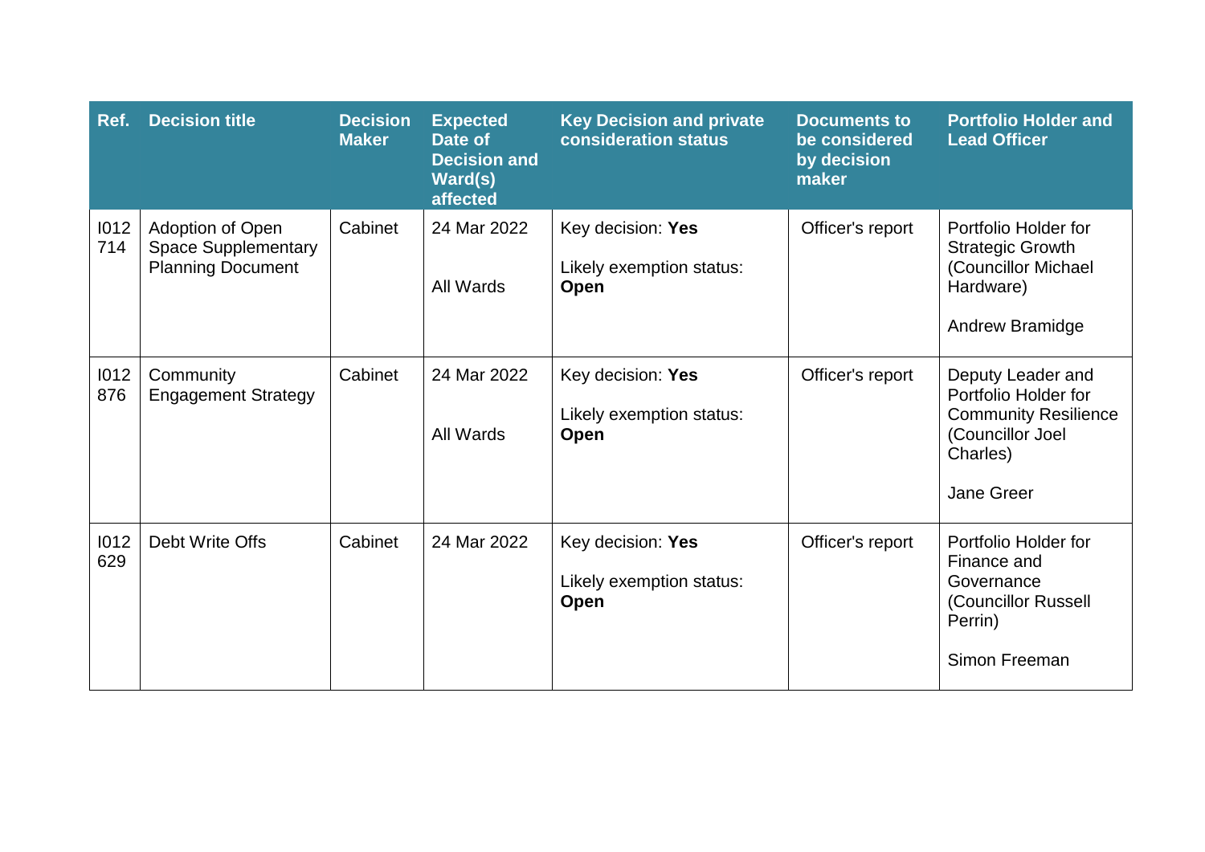| Ref. | Decision title | Decision Maker | Expected Date of Decision and Ward(s) affected | Key Decision and private consideration status | Documents to be considered by decision maker | Portfolio Holder and Lead Officer |
|---|---|---|---|---|---|---|
| I012714 | Adoption of Open Space Supplementary Planning Document | Cabinet | 24 Mar 2022<br><br>All Wards | Key decision: **Yes**<br><br>Likely exemption status: **Open** | Officer's report | Portfolio Holder for Strategic Growth (Councillor Michael Hardware)<br><br>Andrew Bramidge |
| I012876 | Community Engagement Strategy | Cabinet | 24 Mar 2022<br><br>All Wards | Key decision: **Yes**<br><br>Likely exemption status: **Open** | Officer's report | Deputy Leader and Portfolio Holder for Community Resilience (Councillor Joel Charles)<br><br>Jane Greer |
| I012629 | Debt Write Offs | Cabinet | 24 Mar 2022 | Key decision: **Yes**<br><br>Likely exemption status: **Open** | Officer's report | Portfolio Holder for Finance and Governance (Councillor Russell Perrin)<br><br>Simon Freeman |